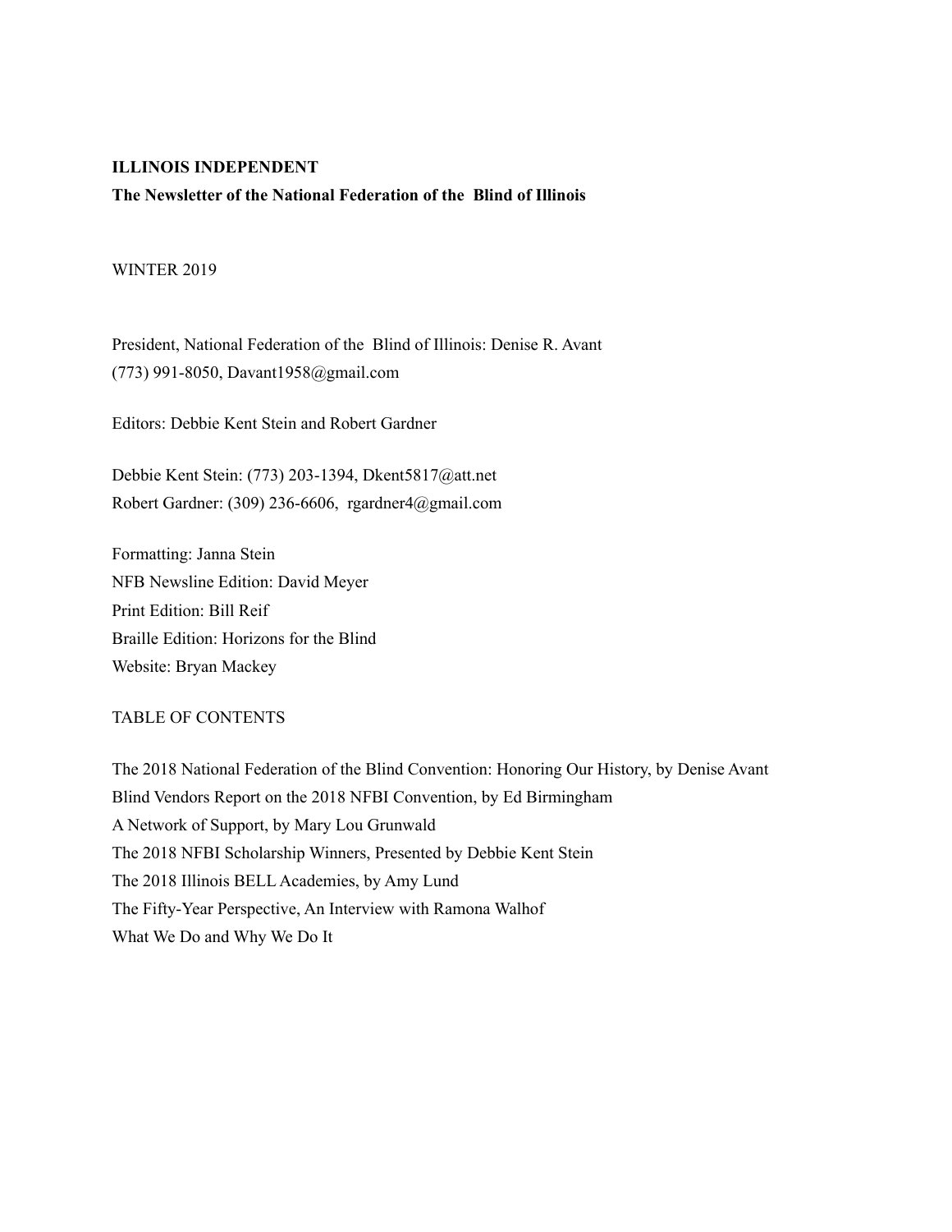**ILLINOIS INDEPENDENT**

**The Newsletter of the National Federation of the Blind of Illinois**

WINTER 2019

President, National Federation of the Blind of Illinois: Denise R. Avant
(773) 991-8050, Davant1958@gmail.com

Editors: Debbie Kent Stein and Robert Gardner

Debbie Kent Stein: (773) 203-1394, Dkent5817@att.net
Robert Gardner: (309) 236-6606, rgardner4@gmail.com

Formatting: Janna Stein
NFB Newsline Edition: David Meyer
Print Edition: Bill Reif
Braille Edition: Horizons for the Blind
Website: Bryan Mackey

TABLE OF CONTENTS

The 2018 National Federation of the Blind Convention: Honoring Our History, by Denise Avant
Blind Vendors Report on the 2018 NFBI Convention, by Ed Birmingham
A Network of Support, by Mary Lou Grunwald
The 2018 NFBI Scholarship Winners, Presented by Debbie Kent Stein
The 2018 Illinois BELL Academies, by Amy Lund
The Fifty-Year Perspective, An Interview with Ramona Walhof
What We Do and Why We Do It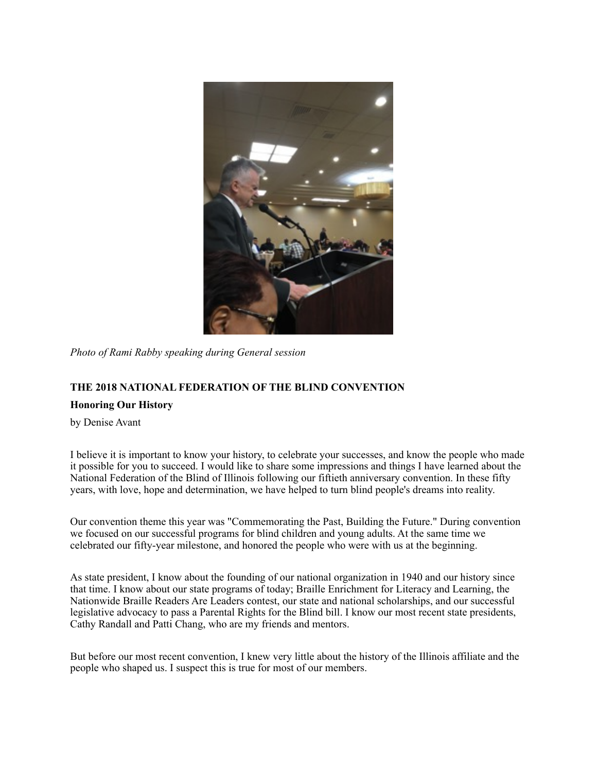*Photo of Rami Rabby speaking during General session*

**THE 2018 NATIONAL FEDERATION OF THE BLIND CONVENTION**

**Honoring Our History**

by Denise Avant

I believe it is important to know your history, to celebrate your successes, and know the people who made it possible for you to succeed. I would like to share some impressions and things I have learned about the National Federation of the Blind of Illinois following our fiftieth anniversary convention. In these fifty years, with love, hope and determination, we have helped to turn blind people's dreams into reality.

Our convention theme this year was "Commemorating the Past, Building the Future." During convention we focused on our successful programs for blind children and young adults. At the same time we celebrated our fifty-year milestone, and honored the people who were with us at the beginning.

As state president, I know about the founding of our national organization in 1940 and our history since that time. I know about our state programs of today; Braille Enrichment for Literacy and Learning, the Nationwide Braille Readers Are Leaders contest, our state and national scholarships, and our successful legislative advocacy to pass a Parental Rights for the Blind bill. I know our most recent state presidents, Cathy Randall and Patti Chang, who are my friends and mentors.

But before our most recent convention, I knew very little about the history of the Illinois affiliate and the people who shaped us. I suspect this is true for most of our members.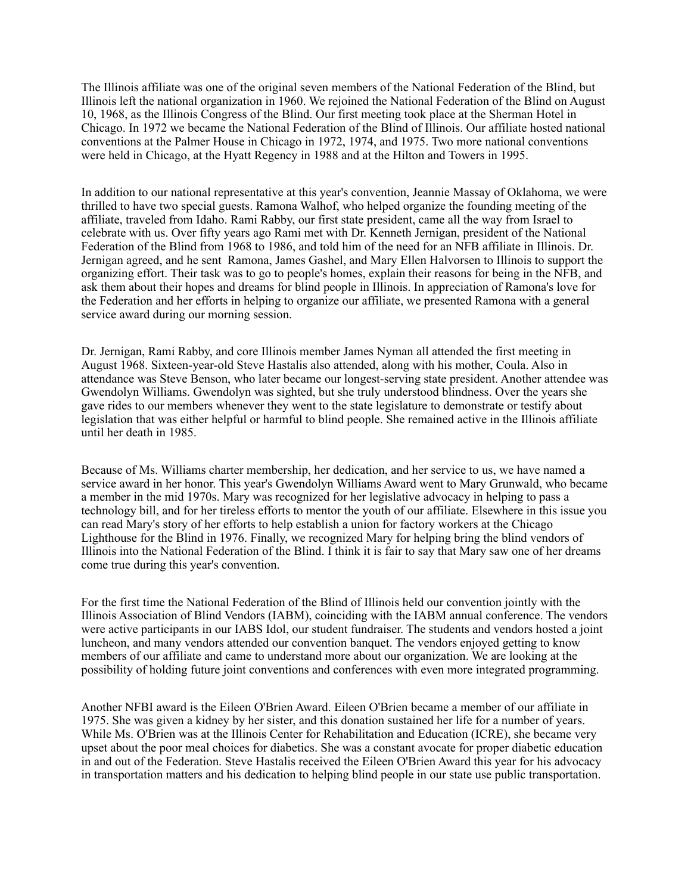The Illinois affiliate was one of the original seven members of the National Federation of the Blind, but Illinois left the national organization in 1960. We rejoined the National Federation of the Blind on August 10, 1968, as the Illinois Congress of the Blind. Our first meeting took place at the Sherman Hotel in Chicago. In 1972 we became the National Federation of the Blind of Illinois. Our affiliate hosted national conventions at the Palmer House in Chicago in 1972, 1974, and 1975. Two more national conventions were held in Chicago, at the Hyatt Regency in 1988 and at the Hilton and Towers in 1995.

In addition to our national representative at this year's convention, Jeannie Massay of Oklahoma, we were thrilled to have two special guests. Ramona Walhof, who helped organize the founding meeting of the affiliate, traveled from Idaho. Rami Rabby, our first state president, came all the way from Israel to celebrate with us. Over fifty years ago Rami met with Dr. Kenneth Jernigan, president of the National Federation of the Blind from 1968 to 1986, and told him of the need for an NFB affiliate in Illinois. Dr. Jernigan agreed, and he sent Ramona, James Gashel, and Mary Ellen Halvorsen to Illinois to support the organizing effort. Their task was to go to people's homes, explain their reasons for being in the NFB, and ask them about their hopes and dreams for blind people in Illinois. In appreciation of Ramona's love for the Federation and her efforts in helping to organize our affiliate, we presented Ramona with a general service award during our morning session.

Dr. Jernigan, Rami Rabby, and core Illinois member James Nyman all attended the first meeting in August 1968. Sixteen-year-old Steve Hastalis also attended, along with his mother, Coula. Also in attendance was Steve Benson, who later became our longest-serving state president. Another attendee was Gwendolyn Williams. Gwendolyn was sighted, but she truly understood blindness. Over the years she gave rides to our members whenever they went to the state legislature to demonstrate or testify about legislation that was either helpful or harmful to blind people. She remained active in the Illinois affiliate until her death in 1985.

Because of Ms. Williams charter membership, her dedication, and her service to us, we have named a service award in her honor. This year's Gwendolyn Williams Award went to Mary Grunwald, who became a member in the mid 1970s. Mary was recognized for her legislative advocacy in helping to pass a technology bill, and for her tireless efforts to mentor the youth of our affiliate. Elsewhere in this issue you can read Mary's story of her efforts to help establish a union for factory workers at the Chicago Lighthouse for the Blind in 1976. Finally, we recognized Mary for helping bring the blind vendors of Illinois into the National Federation of the Blind. I think it is fair to say that Mary saw one of her dreams come true during this year's convention.

For the first time the National Federation of the Blind of Illinois held our convention jointly with the Illinois Association of Blind Vendors (IABM), coinciding with the IABM annual conference. The vendors were active participants in our IABS Idol, our student fundraiser. The students and vendors hosted a joint luncheon, and many vendors attended our convention banquet. The vendors enjoyed getting to know members of our affiliate and came to understand more about our organization. We are looking at the possibility of holding future joint conventions and conferences with even more integrated programming.

Another NFBI award is the Eileen O'Brien Award. Eileen O'Brien became a member of our affiliate in 1975. She was given a kidney by her sister, and this donation sustained her life for a number of years. While Ms. O'Brien was at the Illinois Center for Rehabilitation and Education (ICRE), she became very upset about the poor meal choices for diabetics. She was a constant avocate for proper diabetic education in and out of the Federation. Steve Hastalis received the Eileen O'Brien Award this year for his advocacy in transportation matters and his dedication to helping blind people in our state use public transportation.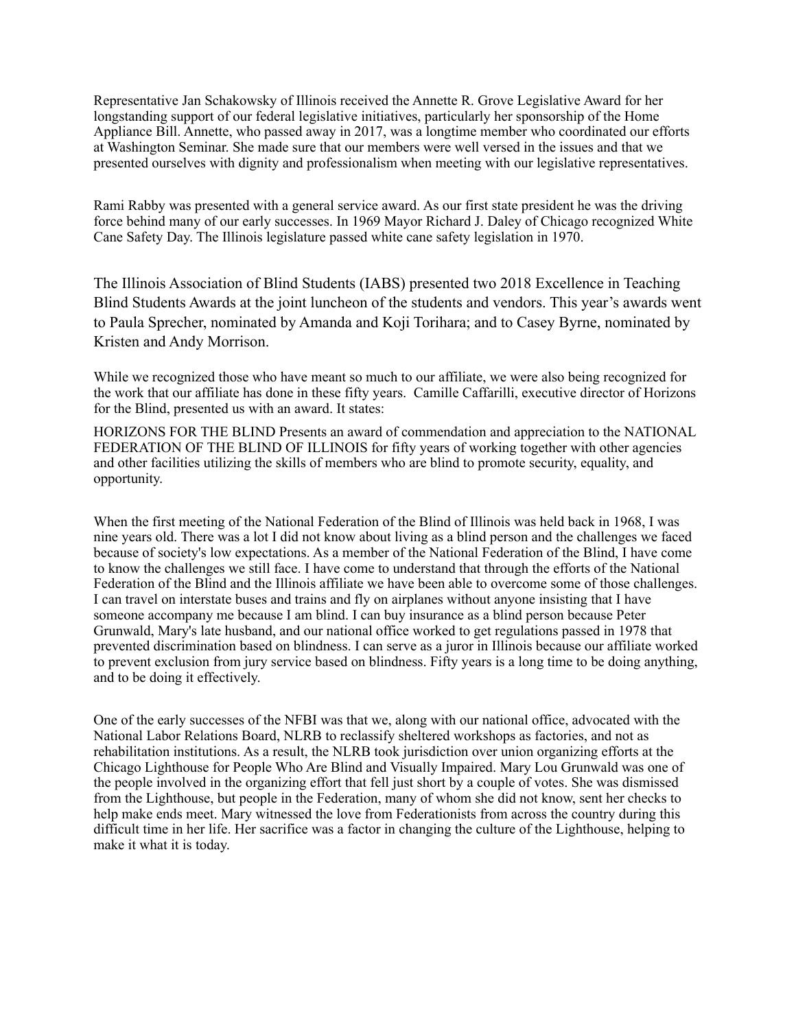Representative Jan Schakowsky of Illinois received the Annette R. Grove Legislative Award for her longstanding support of our federal legislative initiatives, particularly her sponsorship of the Home Appliance Bill. Annette, who passed away in 2017, was a longtime member who coordinated our efforts at Washington Seminar. She made sure that our members were well versed in the issues and that we presented ourselves with dignity and professionalism when meeting with our legislative representatives.

Rami Rabby was presented with a general service award. As our first state president he was the driving force behind many of our early successes. In 1969 Mayor Richard J. Daley of Chicago recognized White Cane Safety Day. The Illinois legislature passed white cane safety legislation in 1970.

The Illinois Association of Blind Students (IABS) presented two 2018 Excellence in Teaching Blind Students Awards at the joint luncheon of the students and vendors. This year's awards went to Paula Sprecher, nominated by Amanda and Koji Torihara; and to Casey Byrne, nominated by Kristen and Andy Morrison.

While we recognized those who have meant so much to our affiliate, we were also being recognized for the work that our affiliate has done in these fifty years. Camille Caffarilli, executive director of Horizons for the Blind, presented us with an award. It states:

HORIZONS FOR THE BLIND Presents an award of commendation and appreciation to the NATIONAL FEDERATION OF THE BLIND OF ILLINOIS for fifty years of working together with other agencies and other facilities utilizing the skills of members who are blind to promote security, equality, and opportunity.

When the first meeting of the National Federation of the Blind of Illinois was held back in 1968, I was nine years old. There was a lot I did not know about living as a blind person and the challenges we faced because of society's low expectations. As a member of the National Federation of the Blind, I have come to know the challenges we still face. I have come to understand that through the efforts of the National Federation of the Blind and the Illinois affiliate we have been able to overcome some of those challenges. I can travel on interstate buses and trains and fly on airplanes without anyone insisting that I have someone accompany me because I am blind. I can buy insurance as a blind person because Peter Grunwald, Mary's late husband, and our national office worked to get regulations passed in 1978 that prevented discrimination based on blindness. I can serve as a juror in Illinois because our affiliate worked to prevent exclusion from jury service based on blindness. Fifty years is a long time to be doing anything, and to be doing it effectively.

One of the early successes of the NFBI was that we, along with our national office, advocated with the National Labor Relations Board, NLRB to reclassify sheltered workshops as factories, and not as rehabilitation institutions. As a result, the NLRB took jurisdiction over union organizing efforts at the Chicago Lighthouse for People Who Are Blind and Visually Impaired. Mary Lou Grunwald was one of the people involved in the organizing effort that fell just short by a couple of votes. She was dismissed from the Lighthouse, but people in the Federation, many of whom she did not know, sent her checks to help make ends meet. Mary witnessed the love from Federationists from across the country during this difficult time in her life. Her sacrifice was a factor in changing the culture of the Lighthouse, helping to make it what it is today.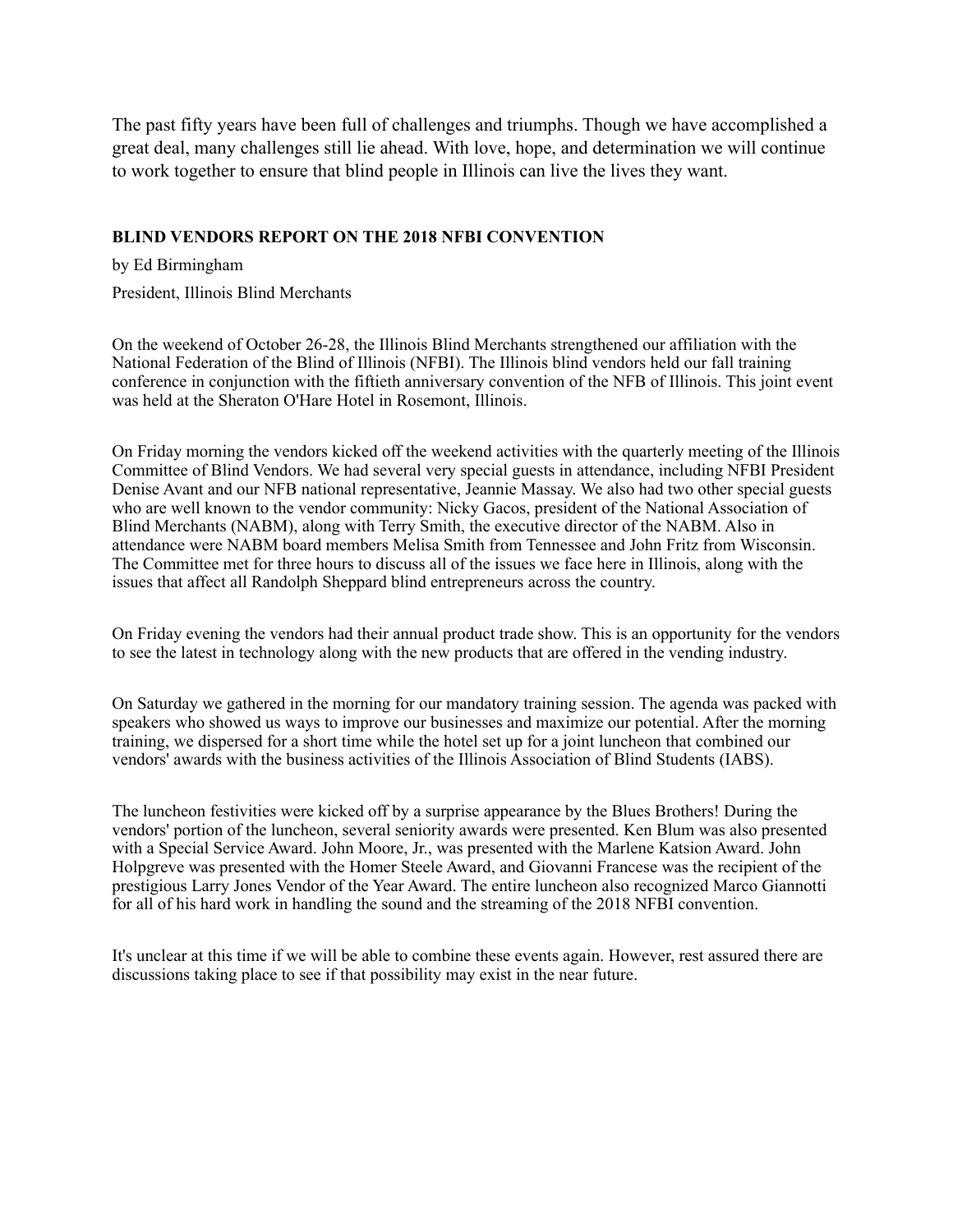The past fifty years have been full of challenges and triumphs. Though we have accomplished a great deal, many challenges still lie ahead. With love, hope, and determination we will continue to work together to ensure that blind people in Illinois can live the lives they want.

## BLIND VENDORS REPORT ON THE 2018 NFBI CONVENTION

by Ed Birmingham

President, Illinois Blind Merchants

On the weekend of October 26-28, the Illinois Blind Merchants strengthened our affiliation with the National Federation of the Blind of Illinois (NFBI). The Illinois blind vendors held our fall training conference in conjunction with the fiftieth anniversary convention of the NFB of Illinois. This joint event was held at the Sheraton O'Hare Hotel in Rosemont, Illinois.

On Friday morning the vendors kicked off the weekend activities with the quarterly meeting of the Illinois Committee of Blind Vendors. We had several very special guests in attendance, including NFBI President Denise Avant and our NFB national representative, Jeannie Massay. We also had two other special guests who are well known to the vendor community: Nicky Gacos, president of the National Association of Blind Merchants (NABM), along with Terry Smith, the executive director of the NABM. Also in attendance were NABM board members Melisa Smith from Tennessee and John Fritz from Wisconsin. The Committee met for three hours to discuss all of the issues we face here in Illinois, along with the issues that affect all Randolph Sheppard blind entrepreneurs across the country.

On Friday evening the vendors had their annual product trade show. This is an opportunity for the vendors to see the latest in technology along with the new products that are offered in the vending industry.

On Saturday we gathered in the morning for our mandatory training session. The agenda was packed with speakers who showed us ways to improve our businesses and maximize our potential. After the morning training, we dispersed for a short time while the hotel set up for a joint luncheon that combined our vendors' awards with the business activities of the Illinois Association of Blind Students (IABS).

The luncheon festivities were kicked off by a surprise appearance by the Blues Brothers! During the vendors' portion of the luncheon, several seniority awards were presented. Ken Blum was also presented with a Special Service Award. John Moore, Jr., was presented with the Marlene Katsion Award. John Holpgreve was presented with the Homer Steele Award, and Giovanni Francese was the recipient of the prestigious Larry Jones Vendor of the Year Award. The entire luncheon also recognized Marco Giannotti for all of his hard work in handling the sound and the streaming of the 2018 NFBI convention.

It's unclear at this time if we will be able to combine these events again. However, rest assured there are discussions taking place to see if that possibility may exist in the near future.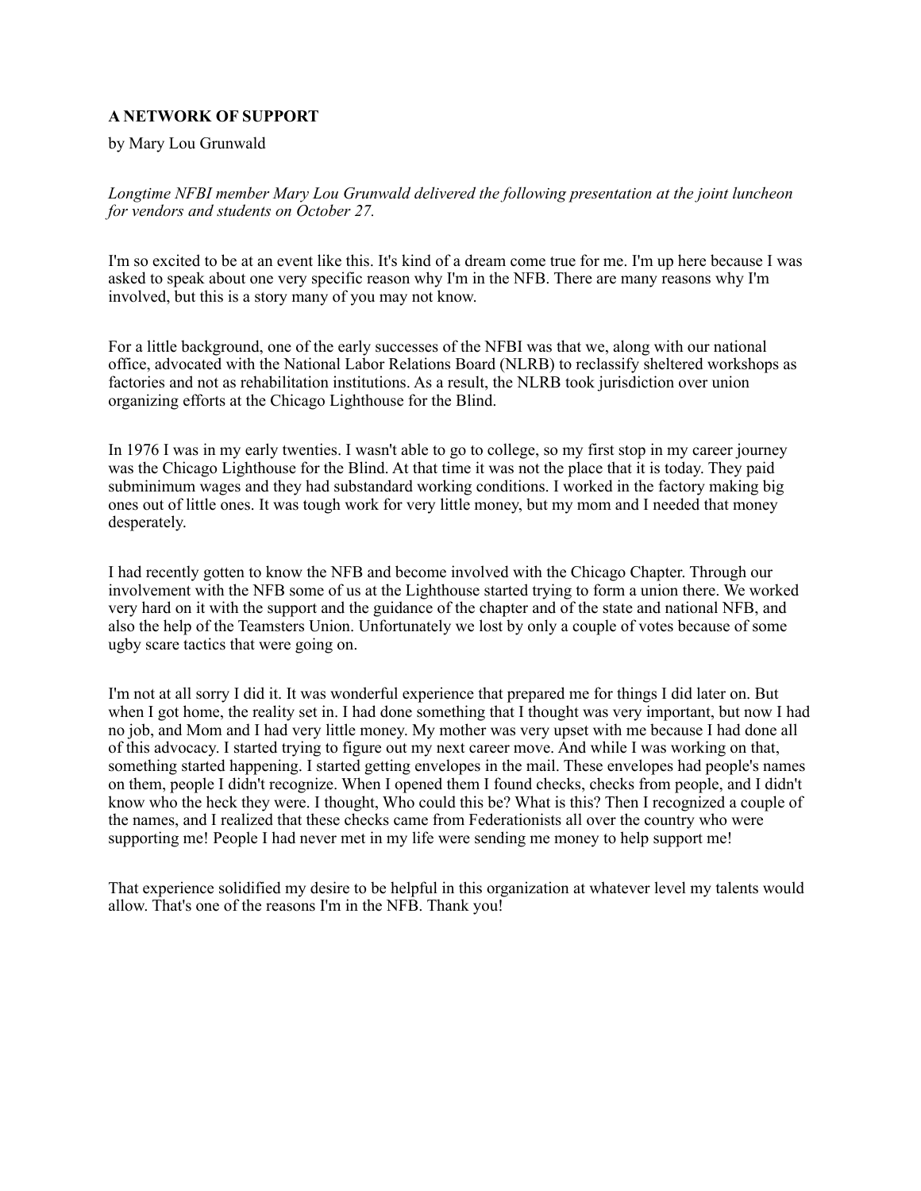**A NETWORK OF SUPPORT**

by Mary Lou Grunwald

*Longtime NFBI member Mary Lou Grunwald delivered the following presentation at the joint luncheon for vendors and students on October 27.*

I'm so excited to be at an event like this. It's kind of a dream come true for me. I'm up here because I was asked to speak about one very specific reason why I'm in the NFB. There are many reasons why I'm involved, but this is a story many of you may not know.

For a little background, one of the early successes of the NFBI was that we, along with our national office, advocated with the National Labor Relations Board (NLRB) to reclassify sheltered workshops as factories and not as rehabilitation institutions. As a result, the NLRB took jurisdiction over union organizing efforts at the Chicago Lighthouse for the Blind.

In 1976 I was in my early twenties. I wasn't able to go to college, so my first stop in my career journey was the Chicago Lighthouse for the Blind. At that time it was not the place that it is today. They paid subminimum wages and they had substandard working conditions. I worked in the factory making big ones out of little ones. It was tough work for very little money, but my mom and I needed that money desperately.

I had recently gotten to know the NFB and become involved with the Chicago Chapter. Through our involvement with the NFB some of us at the Lighthouse started trying to form a union there. We worked very hard on it with the support and the guidance of the chapter and of the state and national NFB, and also the help of the Teamsters Union. Unfortunately we lost by only a couple of votes because of some ugby scare tactics that were going on.

I'm not at all sorry I did it. It was wonderful experience that prepared me for things I did later on. But when I got home, the reality set in. I had done something that I thought was very important, but now I had no job, and Mom and I had very little money. My mother was very upset with me because I had done all of this advocacy. I started trying to figure out my next career move. And while I was working on that, something started happening. I started getting envelopes in the mail. These envelopes had people's names on them, people I didn't recognize. When I opened them I found checks, checks from people, and I didn't know who the heck they were. I thought, Who could this be? What is this? Then I recognized a couple of the names, and I realized that these checks came from Federationists all over the country who were supporting me! People I had never met in my life were sending me money to help support me!

That experience solidified my desire to be helpful in this organization at whatever level my talents would allow. That's one of the reasons I'm in the NFB. Thank you!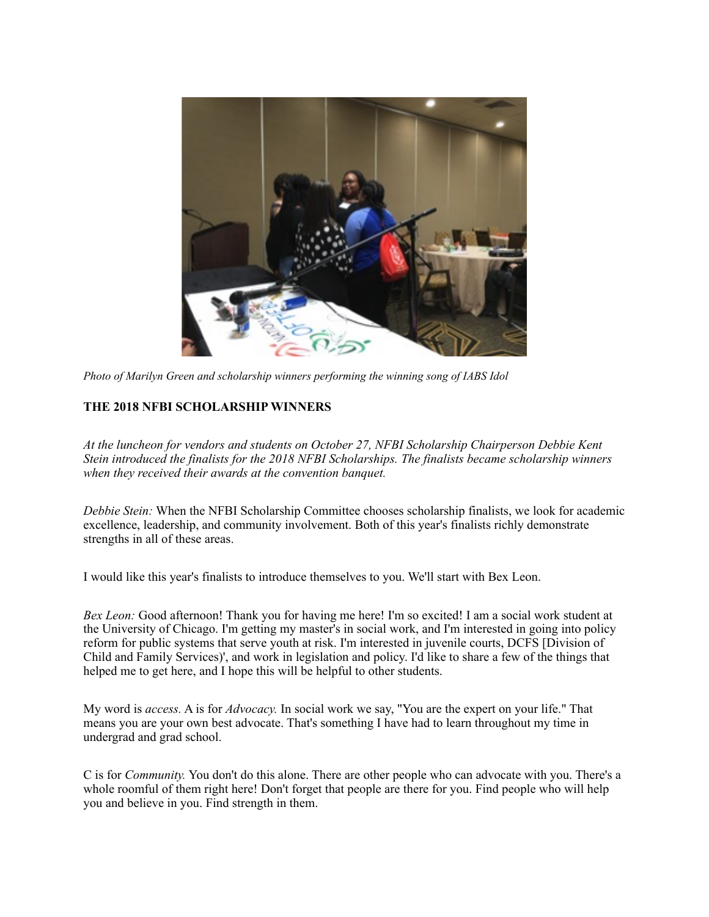*Photo of Marilyn Green and scholarship winners performing the winning song of IABS Idol*

**THE 2018 NFBI SCHOLARSHIP WINNERS**

*At the luncheon for vendors and students on October 27, NFBI Scholarship Chairperson Debbie Kent Stein introduced the finalists for the 2018 NFBI Scholarships. The finalists became scholarship winners when they received their awards at the convention banquet.*

*Debbie Stein:* When the NFBI Scholarship Committee chooses scholarship finalists, we look for academic excellence, leadership, and community involvement. Both of this year's finalists richly demonstrate strengths in all of these areas.

I would like this year's finalists to introduce themselves to you. We'll start with Bex Leon.

*Bex Leon:* Good afternoon! Thank you for having me here! I'm so excited! I am a social work student at the University of Chicago. I'm getting my master's in social work, and I'm interested in going into policy reform for public systems that serve youth at risk. I'm interested in juvenile courts, DCFS [Division of Child and Family Services)', and work in legislation and policy. I'd like to share a few of the things that helped me to get here, and I hope this will be helpful to other students.

My word is *access.* A is for *Advocacy.* In social work we say, "You are the expert on your life." That means you are your own best advocate. That's something I have had to learn throughout my time in undergrad and grad school.

C is for *Community.* You don't do this alone. There are other people who can advocate with you. There's a whole roomful of them right here! Don't forget that people are there for you. Find people who will help you and believe in you. Find strength in them.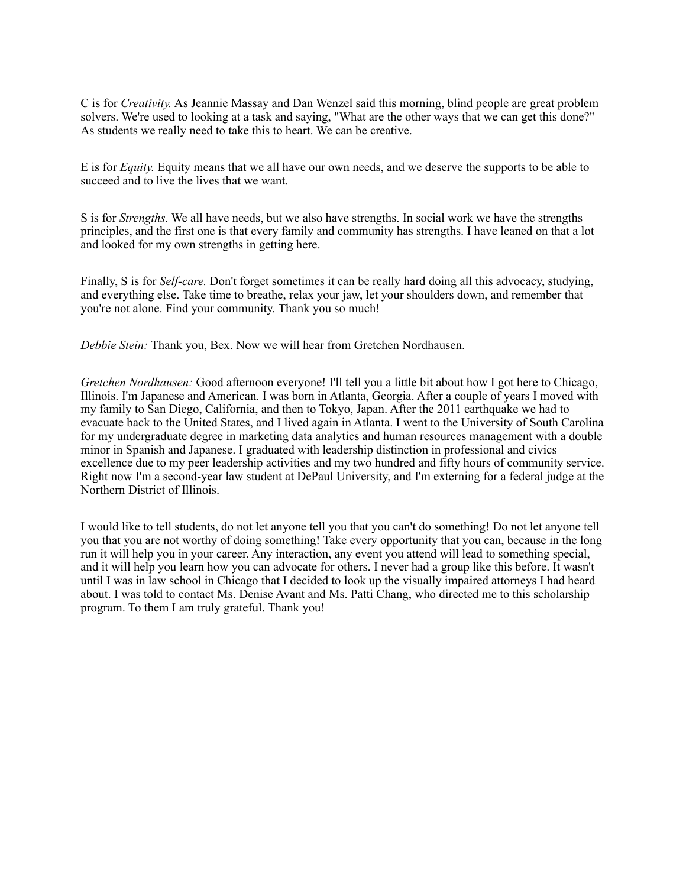C is for *Creativity.* As Jeannie Massay and Dan Wenzel said this morning, blind people are great problem solvers. We're used to looking at a task and saying, "What are the other ways that we can get this done?" As students we really need to take this to heart. We can be creative.

E is for *Equity.* Equity means that we all have our own needs, and we deserve the supports to be able to succeed and to live the lives that we want.

S is for *Strengths.* We all have needs, but we also have strengths. In social work we have the strengths principles, and the first one is that every family and community has strengths. I have leaned on that a lot and looked for my own strengths in getting here.

Finally, S is for *Self-care.* Don't forget sometimes it can be really hard doing all this advocacy, studying, and everything else. Take time to breathe, relax your jaw, let your shoulders down, and remember that you're not alone. Find your community. Thank you so much!

*Debbie Stein:* Thank you, Bex. Now we will hear from Gretchen Nordhausen.

*Gretchen Nordhausen:* Good afternoon everyone! I'll tell you a little bit about how I got here to Chicago, Illinois. I'm Japanese and American. I was born in Atlanta, Georgia. After a couple of years I moved with my family to San Diego, California, and then to Tokyo, Japan. After the 2011 earthquake we had to evacuate back to the United States, and I lived again in Atlanta. I went to the University of South Carolina for my undergraduate degree in marketing data analytics and human resources management with a double minor in Spanish and Japanese. I graduated with leadership distinction in professional and civics excellence due to my peer leadership activities and my two hundred and fifty hours of community service. Right now I'm a second-year law student at DePaul University, and I'm externing for a federal judge at the Northern District of Illinois.

I would like to tell students, do not let anyone tell you that you can't do something! Do not let anyone tell you that you are not worthy of doing something! Take every opportunity that you can, because in the long run it will help you in your career. Any interaction, any event you attend will lead to something special, and it will help you learn how you can advocate for others. I never had a group like this before. It wasn't until I was in law school in Chicago that I decided to look up the visually impaired attorneys I had heard about. I was told to contact Ms. Denise Avant and Ms. Patti Chang, who directed me to this scholarship program. To them I am truly grateful. Thank you!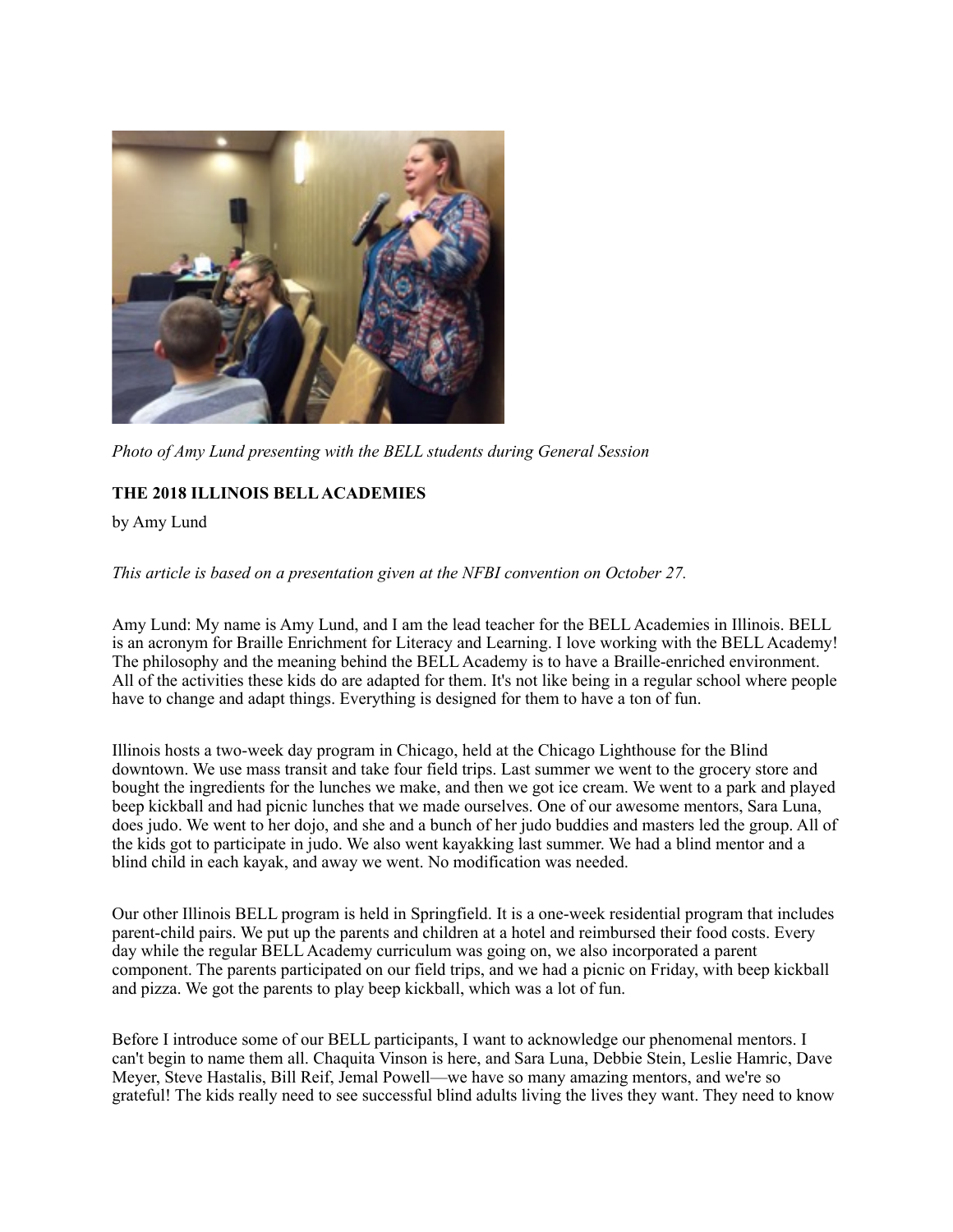*Photo of Amy Lund presenting with the BELL students during General Session*

**THE 2018 ILLINOIS BELL ACADEMIES**

by Amy Lund

*This article is based on a presentation given at the NFBI convention on October 27.*

Amy Lund: My name is Amy Lund, and I am the lead teacher for the BELL Academies in Illinois. BELL is an acronym for Braille Enrichment for Literacy and Learning. I love working with the BELL Academy! The philosophy and the meaning behind the BELL Academy is to have a Braille-enriched environment. All of the activities these kids do are adapted for them. It's not like being in a regular school where people have to change and adapt things. Everything is designed for them to have a ton of fun.

Illinois hosts a two-week day program in Chicago, held at the Chicago Lighthouse for the Blind downtown. We use mass transit and take four field trips. Last summer we went to the grocery store and bought the ingredients for the lunches we make, and then we got ice cream. We went to a park and played beep kickball and had picnic lunches that we made ourselves. One of our awesome mentors, Sara Luna, does judo. We went to her dojo, and she and a bunch of her judo buddies and masters led the group. All of the kids got to participate in judo. We also went kayakking last summer. We had a blind mentor and a blind child in each kayak, and away we went. No modification was needed.

Our other Illinois BELL program is held in Springfield. It is a one-week residential program that includes parent-child pairs. We put up the parents and children at a hotel and reimbursed their food costs. Every day while the regular BELL Academy curriculum was going on, we also incorporated a parent component. The parents participated on our field trips, and we had a picnic on Friday, with beep kickball and pizza. We got the parents to play beep kickball, which was a lot of fun.

Before I introduce some of our BELL participants, I want to acknowledge our phenomenal mentors. I can't begin to name them all. Chaquita Vinson is here, and Sara Luna, Debbie Stein, Leslie Hamric, Dave Meyer, Steve Hastalis, Bill Reif, Jemal Powell—we have so many amazing mentors, and we're so grateful! The kids really need to see successful blind adults living the lives they want. They need to know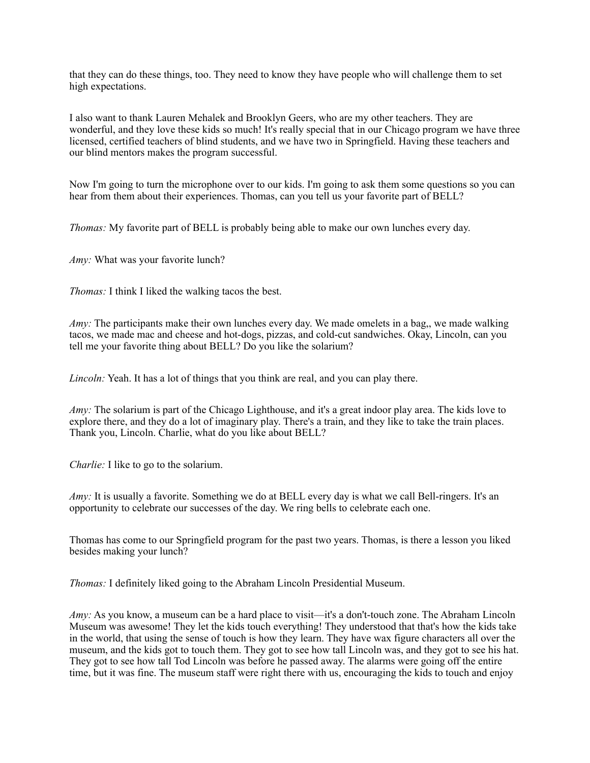that they can do these things, too. They need to know they have people who will challenge them to set high expectations.

I also want to thank Lauren Mehalek and Brooklyn Geers, who are my other teachers. They are wonderful, and they love these kids so much! It's really special that in our Chicago program we have three licensed, certified teachers of blind students, and we have two in Springfield. Having these teachers and our blind mentors makes the program successful.

Now I'm going to turn the microphone over to our kids. I'm going to ask them some questions so you can hear from them about their experiences. Thomas, can you tell us your favorite part of BELL?

*Thomas:* My favorite part of BELL is probably being able to make our own lunches every day.

*Amy:* What was your favorite lunch?

*Thomas:* I think I liked the walking tacos the best.

*Amy:* The participants make their own lunches every day. We made omelets in a bag,, we made walking tacos, we made mac and cheese and hot-dogs, pizzas, and cold-cut sandwiches. Okay, Lincoln, can you tell me your favorite thing about BELL? Do you like the solarium?

*Lincoln:* Yeah. It has a lot of things that you think are real, and you can play there.

*Amy:* The solarium is part of the Chicago Lighthouse, and it's a great indoor play area. The kids love to explore there, and they do a lot of imaginary play. There's a train, and they like to take the train places. Thank you, Lincoln. Charlie, what do you like about BELL?

*Charlie:* I like to go to the solarium.

*Amy:* It is usually a favorite. Something we do at BELL every day is what we call Bell-ringers. It's an opportunity to celebrate our successes of the day. We ring bells to celebrate each one.

Thomas has come to our Springfield program for the past two years. Thomas, is there a lesson you liked besides making your lunch?

*Thomas:* I definitely liked going to the Abraham Lincoln Presidential Museum.

*Amy:* As you know, a museum can be a hard place to visit—it's a don't-touch zone. The Abraham Lincoln Museum was awesome! They let the kids touch everything! They understood that that's how the kids take in the world, that using the sense of touch is how they learn. They have wax figure characters all over the museum, and the kids got to touch them. They got to see how tall Lincoln was, and they got to see his hat. They got to see how tall Tod Lincoln was before he passed away. The alarms were going off the entire time, but it was fine. The museum staff were right there with us, encouraging the kids to touch and enjoy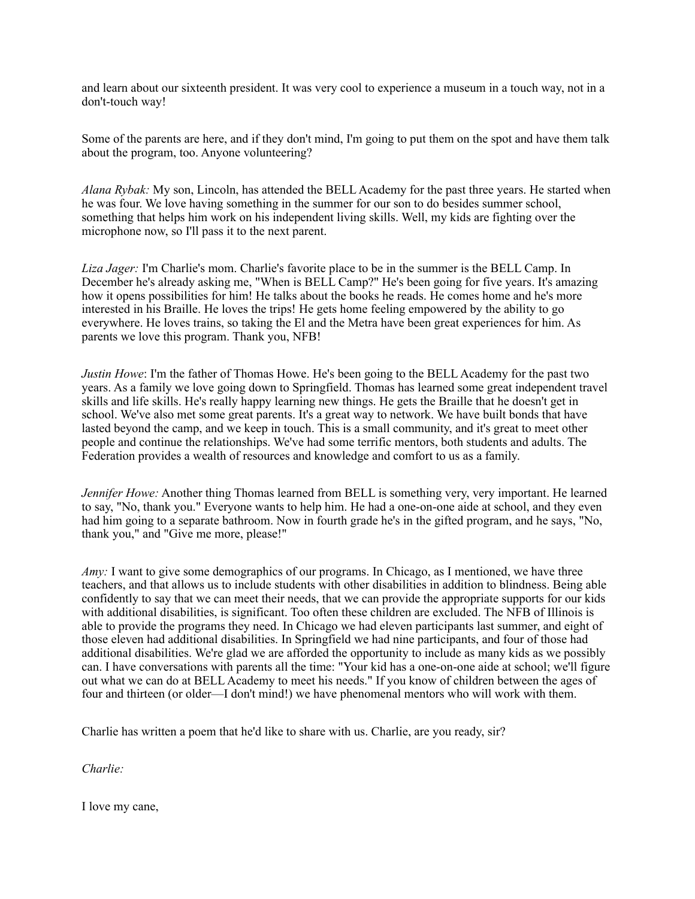and learn about our sixteenth president. It was very cool to experience a museum in a touch way, not in a don't-touch way!

Some of the parents are here, and if they don't mind, I'm going to put them on the spot and have them talk about the program, too. Anyone volunteering?

*Alana Rybak:* My son, Lincoln, has attended the BELL Academy for the past three years. He started when he was four. We love having something in the summer for our son to do besides summer school, something that helps him work on his independent living skills. Well, my kids are fighting over the microphone now, so I'll pass it to the next parent.

*Liza Jager:* I'm Charlie's mom. Charlie's favorite place to be in the summer is the BELL Camp. In December he's already asking me, "When is BELL Camp?" He's been going for five years. It's amazing how it opens possibilities for him! He talks about the books he reads. He comes home and he's more interested in his Braille. He loves the trips! He gets home feeling empowered by the ability to go everywhere. He loves trains, so taking the El and the Metra have been great experiences for him. As parents we love this program. Thank you, NFB!

*Justin Howe*: I'm the father of Thomas Howe. He's been going to the BELL Academy for the past two years. As a family we love going down to Springfield. Thomas has learned some great independent travel skills and life skills. He's really happy learning new things. He gets the Braille that he doesn't get in school. We've also met some great parents. It's a great way to network. We have built bonds that have lasted beyond the camp, and we keep in touch. This is a small community, and it's great to meet other people and continue the relationships. We've had some terrific mentors, both students and adults. The Federation provides a wealth of resources and knowledge and comfort to us as a family.

*Jennifer Howe:* Another thing Thomas learned from BELL is something very, very important. He learned to say, "No, thank you." Everyone wants to help him. He had a one-on-one aide at school, and they even had him going to a separate bathroom. Now in fourth grade he's in the gifted program, and he says, "No, thank you," and "Give me more, please!"

*Amy:* I want to give some demographics of our programs. In Chicago, as I mentioned, we have three teachers, and that allows us to include students with other disabilities in addition to blindness. Being able confidently to say that we can meet their needs, that we can provide the appropriate supports for our kids with additional disabilities, is significant. Too often these children are excluded. The NFB of Illinois is able to provide the programs they need. In Chicago we had eleven participants last summer, and eight of those eleven had additional disabilities. In Springfield we had nine participants, and four of those had additional disabilities. We're glad we are afforded the opportunity to include as many kids as we possibly can. I have conversations with parents all the time: "Your kid has a one-on-one aide at school; we'll figure out what we can do at BELL Academy to meet his needs." If you know of children between the ages of four and thirteen (or older—I don't mind!) we have phenomenal mentors who will work with them.

Charlie has written a poem that he'd like to share with us. Charlie, are you ready, sir?

*Charlie:*

I love my cane,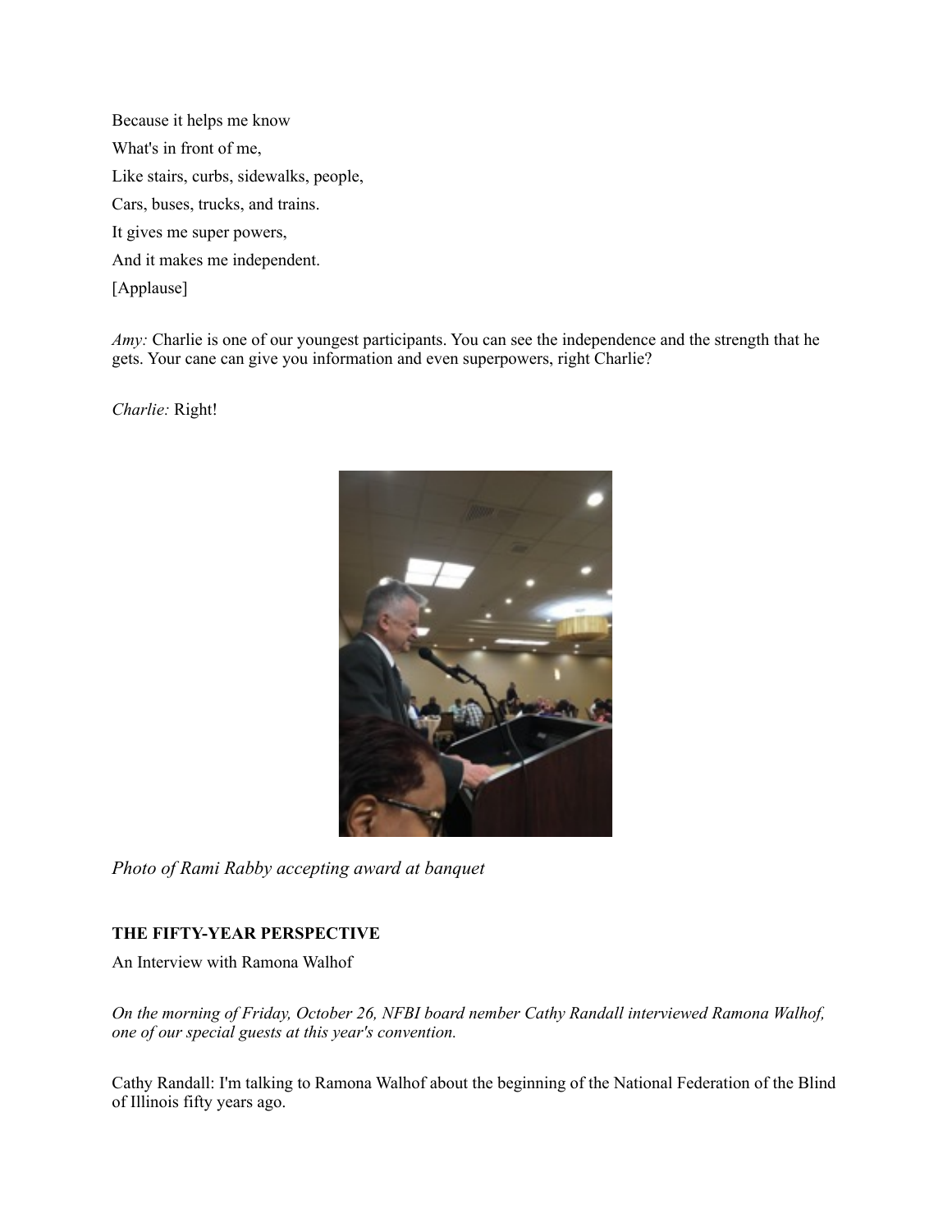Because it helps me know

What's in front of me,

Like stairs, curbs, sidewalks, people,

Cars, buses, trucks, and trains.

It gives me super powers,

And it makes me independent.

[Applause]

*Amy:* Charlie is one of our youngest participants. You can see the independence and the strength that he gets. Your cane can give you information and even superpowers, right Charlie?

*Charlie:* Right!

*Photo of Rami Rabby accepting award at banquet*

**THE FIFTY-YEAR PERSPECTIVE**

An Interview with Ramona Walhof

*On the morning of Friday, October 26, NFBI board nember Cathy Randall interviewed Ramona Walhof, one of our special guests at this year's convention.*

Cathy Randall: I'm talking to Ramona Walhof about the beginning of the National Federation of the Blind of Illinois fifty years ago.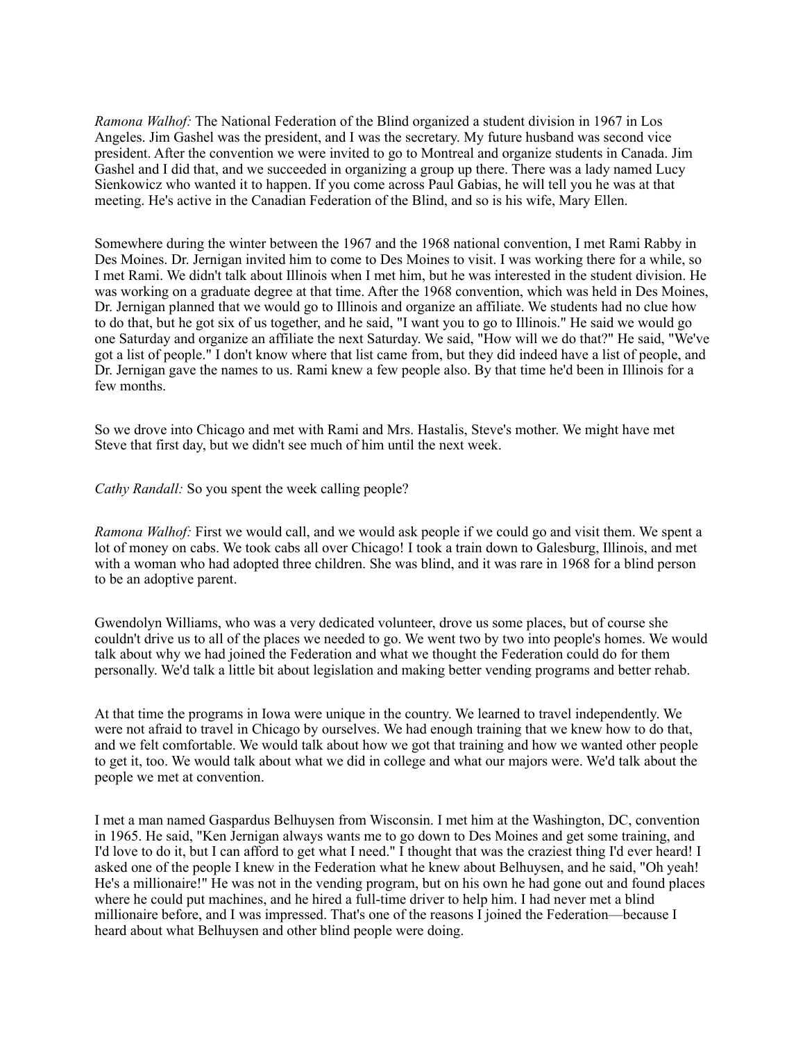*Ramona Walhof:* The National Federation of the Blind organized a student division in 1967 in Los Angeles. Jim Gashel was the president, and I was the secretary. My future husband was second vice president. After the convention we were invited to go to Montreal and organize students in Canada. Jim Gashel and I did that, and we succeeded in organizing a group up there. There was a lady named Lucy Sienkowicz who wanted it to happen. If you come across Paul Gabias, he will tell you he was at that meeting. He's active in the Canadian Federation of the Blind, and so is his wife, Mary Ellen.

Somewhere during the winter between the 1967 and the 1968 national convention, I met Rami Rabby in Des Moines. Dr. Jernigan invited him to come to Des Moines to visit. I was working there for a while, so I met Rami. We didn't talk about Illinois when I met him, but he was interested in the student division. He was working on a graduate degree at that time. After the 1968 convention, which was held in Des Moines, Dr. Jernigan planned that we would go to Illinois and organize an affiliate. We students had no clue how to do that, but he got six of us together, and he said, "I want you to go to Illinois." He said we would go one Saturday and organize an affiliate the next Saturday. We said, "How will we do that?" He said, "We've got a list of people." I don't know where that list came from, but they did indeed have a list of people, and Dr. Jernigan gave the names to us. Rami knew a few people also. By that time he'd been in Illinois for a few months.

So we drove into Chicago and met with Rami and Mrs. Hastalis, Steve's mother. We might have met Steve that first day, but we didn't see much of him until the next week.

*Cathy Randall:* So you spent the week calling people?

*Ramona Walhof:* First we would call, and we would ask people if we could go and visit them. We spent a lot of money on cabs. We took cabs all over Chicago! I took a train down to Galesburg, Illinois, and met with a woman who had adopted three children. She was blind, and it was rare in 1968 for a blind person to be an adoptive parent.

Gwendolyn Williams, who was a very dedicated volunteer, drove us some places, but of course she couldn't drive us to all of the places we needed to go. We went two by two into people's homes. We would talk about why we had joined the Federation and what we thought the Federation could do for them personally. We'd talk a little bit about legislation and making better vending programs and better rehab.

At that time the programs in Iowa were unique in the country. We learned to travel independently. We were not afraid to travel in Chicago by ourselves. We had enough training that we knew how to do that, and we felt comfortable. We would talk about how we got that training and how we wanted other people to get it, too. We would talk about what we did in college and what our majors were. We'd talk about the people we met at convention.

I met a man named Gaspardus Belhuysen from Wisconsin. I met him at the Washington, DC, convention in 1965. He said, "Ken Jernigan always wants me to go down to Des Moines and get some training, and I'd love to do it, but I can afford to get what I need." I thought that was the craziest thing I'd ever heard! I asked one of the people I knew in the Federation what he knew about Belhuysen, and he said, "Oh yeah! He's a millionaire!" He was not in the vending program, but on his own he had gone out and found places where he could put machines, and he hired a full-time driver to help him. I had never met a blind millionaire before, and I was impressed. That's one of the reasons I joined the Federation—because I heard about what Belhuysen and other blind people were doing.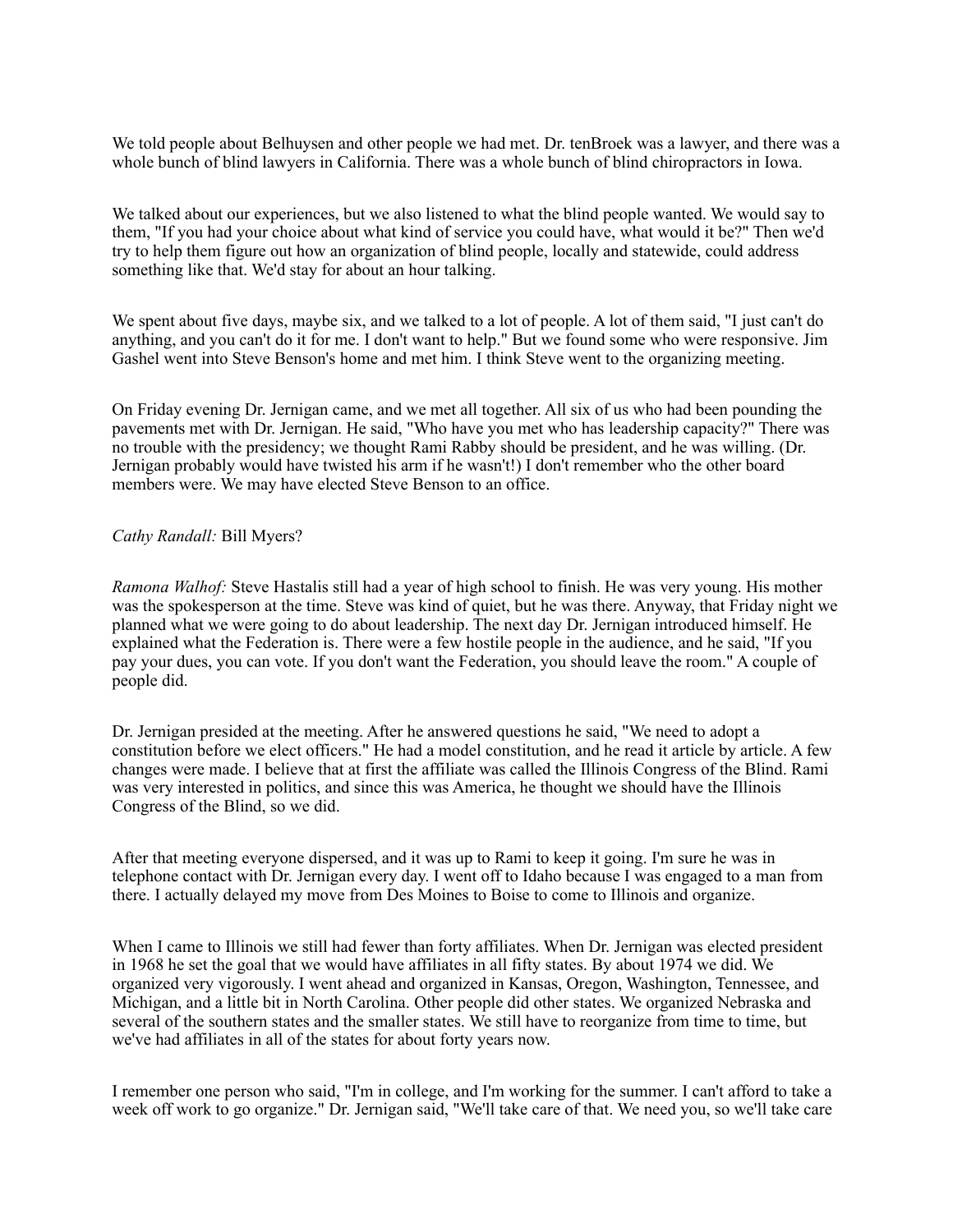We told people about Belhuysen and other people we had met. Dr. tenBroek was a lawyer, and there was a whole bunch of blind lawyers in California. There was a whole bunch of blind chiropractors in Iowa.

We talked about our experiences, but we also listened to what the blind people wanted. We would say to them, "If you had your choice about what kind of service you could have, what would it be?" Then we'd try to help them figure out how an organization of blind people, locally and statewide, could address something like that. We'd stay for about an hour talking.

We spent about five days, maybe six, and we talked to a lot of people. A lot of them said, "I just can't do anything, and you can't do it for me. I don't want to help." But we found some who were responsive. Jim Gashel went into Steve Benson's home and met him. I think Steve went to the organizing meeting.

On Friday evening Dr. Jernigan came, and we met all together. All six of us who had been pounding the pavements met with Dr. Jernigan. He said, "Who have you met who has leadership capacity?" There was no trouble with the presidency; we thought Rami Rabby should be president, and he was willing. (Dr. Jernigan probably would have twisted his arm if he wasn't!) I don't remember who the other board members were. We may have elected Steve Benson to an office.

*Cathy Randall:* Bill Myers?

*Ramona Walhof:* Steve Hastalis still had a year of high school to finish. He was very young. His mother was the spokesperson at the time. Steve was kind of quiet, but he was there. Anyway, that Friday night we planned what we were going to do about leadership. The next day Dr. Jernigan introduced himself. He explained what the Federation is. There were a few hostile people in the audience, and he said, "If you pay your dues, you can vote. If you don't want the Federation, you should leave the room." A couple of people did.

Dr. Jernigan presided at the meeting. After he answered questions he said, "We need to adopt a constitution before we elect officers." He had a model constitution, and he read it article by article. A few changes were made. I believe that at first the affiliate was called the Illinois Congress of the Blind. Rami was very interested in politics, and since this was America, he thought we should have the Illinois Congress of the Blind, so we did.

After that meeting everyone dispersed, and it was up to Rami to keep it going. I'm sure he was in telephone contact with Dr. Jernigan every day. I went off to Idaho because I was engaged to a man from there. I actually delayed my move from Des Moines to Boise to come to Illinois and organize.

When I came to Illinois we still had fewer than forty affiliates. When Dr. Jernigan was elected president in 1968 he set the goal that we would have affiliates in all fifty states. By about 1974 we did. We organized very vigorously. I went ahead and organized in Kansas, Oregon, Washington, Tennessee, and Michigan, and a little bit in North Carolina. Other people did other states. We organized Nebraska and several of the southern states and the smaller states. We still have to reorganize from time to time, but we've had affiliates in all of the states for about forty years now.

I remember one person who said, "I'm in college, and I'm working for the summer. I can't afford to take a week off work to go organize." Dr. Jernigan said, "We'll take care of that. We need you, so we'll take care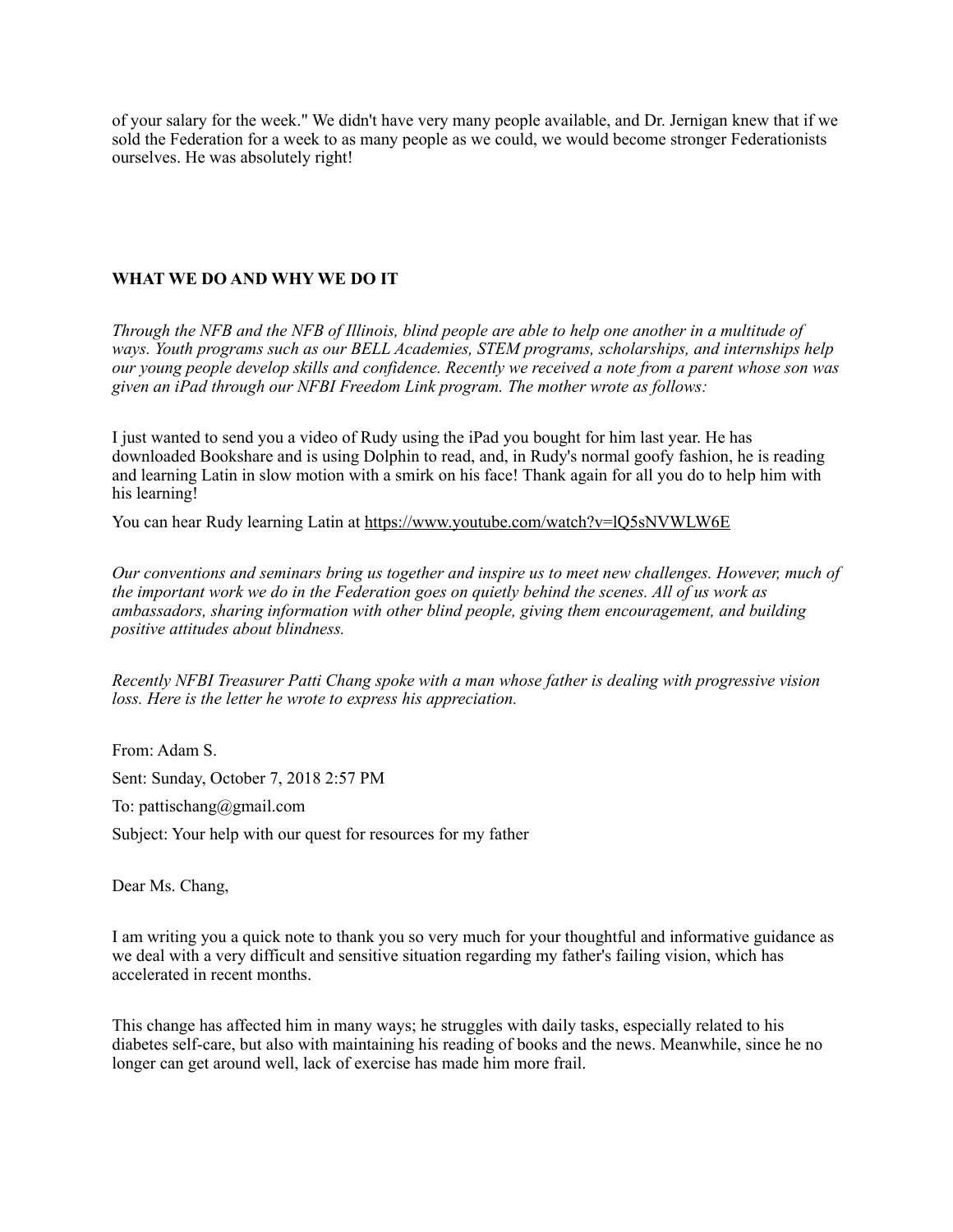of your salary for the week." We didn't have very many people available, and Dr. Jernigan knew that if we sold the Federation for a week to as many people as we could, we would become stronger Federationists ourselves. He was absolutely right!

**WHAT WE DO AND WHY WE DO IT**

*Through the NFB and the NFB of Illinois, blind people are able to help one another in a multitude of ways. Youth programs such as our BELL Academies, STEM programs, scholarships, and internships help our young people develop skills and confidence. Recently we received a note from a parent whose son was given an iPad through our NFBI Freedom Link program. The mother wrote as follows:*

I just wanted to send you a video of Rudy using the iPad you bought for him last year. He has downloaded Bookshare and is using Dolphin to read, and, in Rudy's normal goofy fashion, he is reading and learning Latin in slow motion with a smirk on his face! Thank again for all you do to help him with his learning!

You can hear Rudy learning Latin at https://www.youtube.com/watch?v=lQ5sNVWLW6E

*Our conventions and seminars bring us together and inspire us to meet new challenges. However, much of the important work we do in the Federation goes on quietly behind the scenes. All of us work as ambassadors, sharing information with other blind people, giving them encouragement, and building positive attitudes about blindness.*

*Recently NFBI Treasurer Patti Chang spoke with a man whose father is dealing with progressive vision loss. Here is the letter he wrote to express his appreciation.*

From: Adam S.

Sent: Sunday, October 7, 2018 2:57 PM

To: pattischang@gmail.com

Subject: Your help with our quest for resources for my father

Dear Ms. Chang,

I am writing you a quick note to thank you so very much for your thoughtful and informative guidance as we deal with a very difficult and sensitive situation regarding my father's failing vision, which has accelerated in recent months.

This change has affected him in many ways; he struggles with daily tasks, especially related to his diabetes self-care, but also with maintaining his reading of books and the news. Meanwhile, since he no longer can get around well, lack of exercise has made him more frail.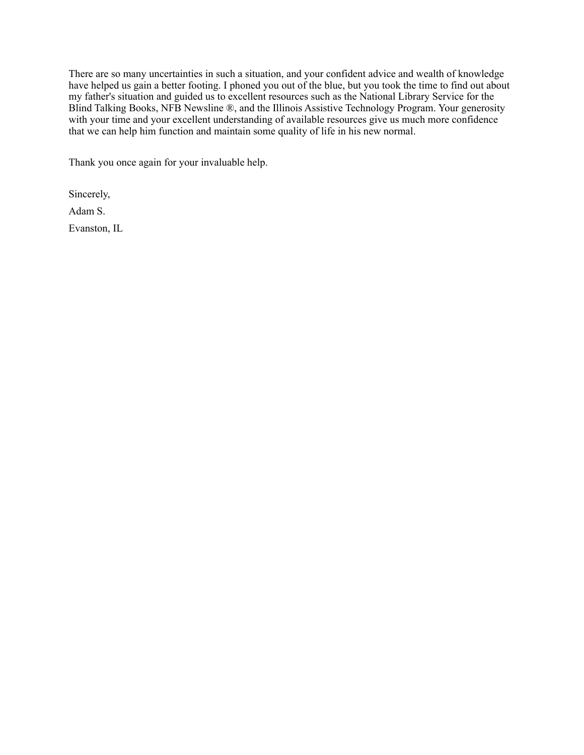There are so many uncertainties in such a situation, and your confident advice and wealth of knowledge have helped us gain a better footing. I phoned you out of the blue, but you took the time to find out about my father's situation and guided us to excellent resources such as the National Library Service for the Blind Talking Books, NFB Newsline ®, and the Illinois Assistive Technology Program. Your generosity with your time and your excellent understanding of available resources give us much more confidence that we can help him function and maintain some quality of life in his new normal.

Thank you once again for your invaluable help.

Sincerely,

Adam S.

Evanston, IL